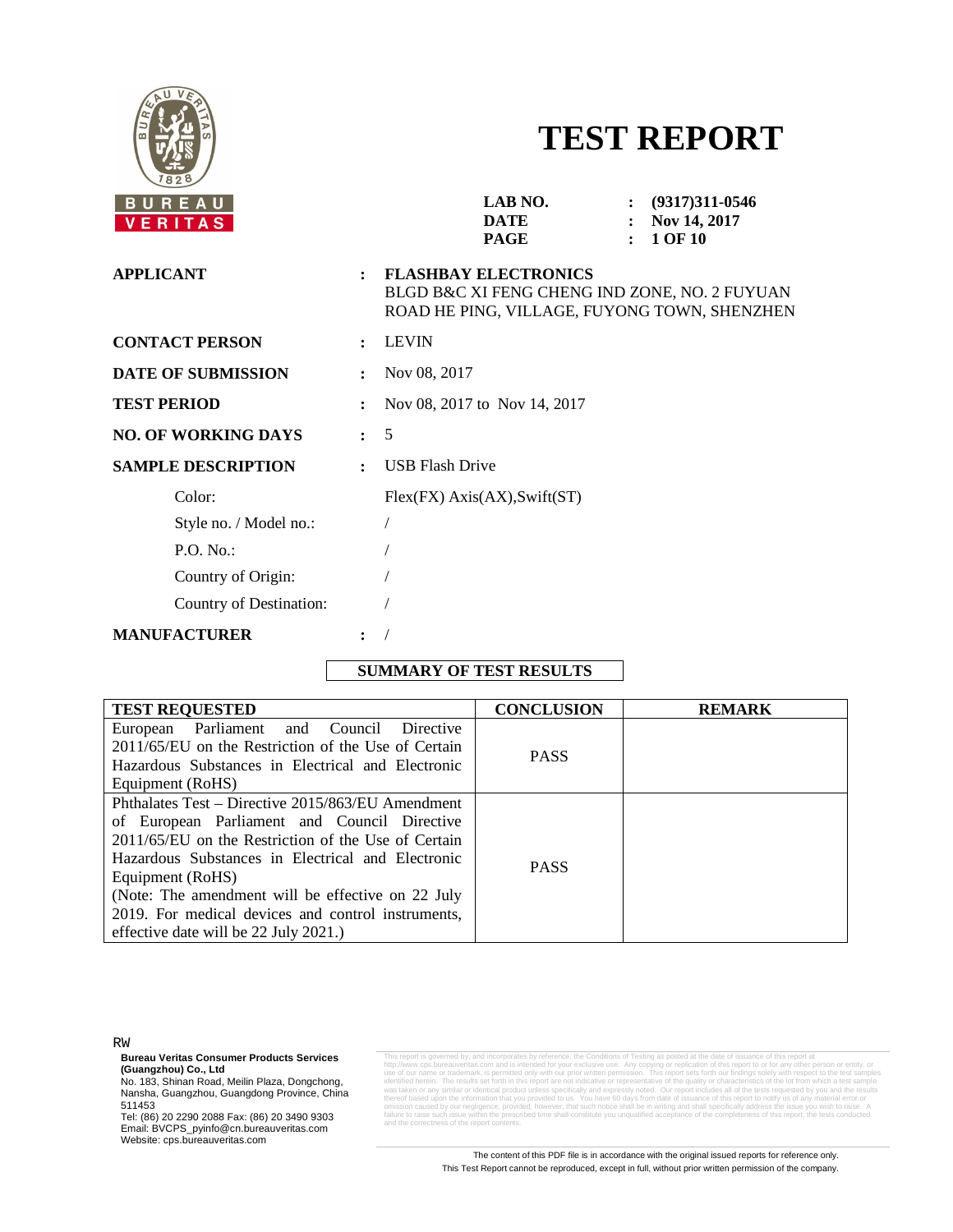# TEST REPORT

**LAB NO.** : **(9317)311-0546**
**DATE** : **Nov 14, 2017**

**APPLICANT** : **FLASHBAY ELECTRONICS**
BLGD B&C XI FENG CHENG IND ZONE, NO. 2 FUYUAN ROAD HE PING, VILLAGE, FUYONG TOWN, SHENZHEN

**CONTACT PERSON** : LEVIN

**DATE OF SUBMISSION** : Nov 08, 2017

**TEST PERIOD** : Nov 08, 2017 to Nov 14, 2017

**NO. OF WORKING DAYS** : 5

**SAMPLE DESCRIPTION** : USB Flash Drive

Color: Flex(FX) Axis(AX),Swift(ST)

Style no. / Model no.: /

P.O. No.: /

Country of Origin: /

Country of Destination: /

**MANUFACTURER** : /

## SUMMARY OF TEST RESULTS

| TEST REQUESTED | CONCLUSION | REMARK |
|---|---|---|
| European Parliament and Council Directive 2011/65/EU on the Restriction of the Use of Certain Hazardous Substances in Electrical and Electronic Equipment (RoHS) | PASS | |
| Phthalates Test – Directive 2015/863/EU Amendment of European Parliament and Council Directive 2011/65/EU on the Restriction of the Use of Certain Hazardous Substances in Electrical and Electronic Equipment (RoHS) (Note: The amendment will be effective on 22 July 2019. For medical devices and control instruments, effective date will be 22 July 2021.) | PASS | |

RW

**Bureau Veritas Consumer Products Services (Guangzhou) Co., Ltd**
No. 183, Shinan Road, Meilin Plaza, Dongchong, Nansha, Guangzhou, Guangdong Province, China 511453
Tel: (86) 20 2290 2088 Fax: (86) 20 3490 9303
Email: BVCPS_pyinfo@cn.bureauveritas.com
Website: cps.bureauveritas.com

This report is governed by, and incorporates by reference, the Conditions of Testing as posted at the date of issuance of this report at http://www.cps.bureauveritas.com and is intended for your exclusive use. Any copying or replication of this report to or for any other person or entity, or use of our name or trademark, is permitted only with our prior written permission. This report sets forth our findings solely with respect to the test samples identified herein. The results set forth in this report are not indicative or representative of the quality or characteristics of the lot from which a test sample was taken or any similar or identical product unless specifically and expressly noted. Our report includes all of the tests requested by you and the results thereof based upon the information that you provided to us. You have 60 days from date of issuance of this report to notify us of any material error or omission caused by our negligence; provided, however, that such notice shall be in writing and shall specifically address the issue you wish to raise. A failure to raise such issue within the prescribed time shall constitute you unqualified acceptance of the completeness of this report, the tests conducted and the correctness of the report contents.

The content of this PDF file is in accordance with the original issued reports for reference only.
This Test Report cannot be reproduced, except in full, without prior written permission of the company.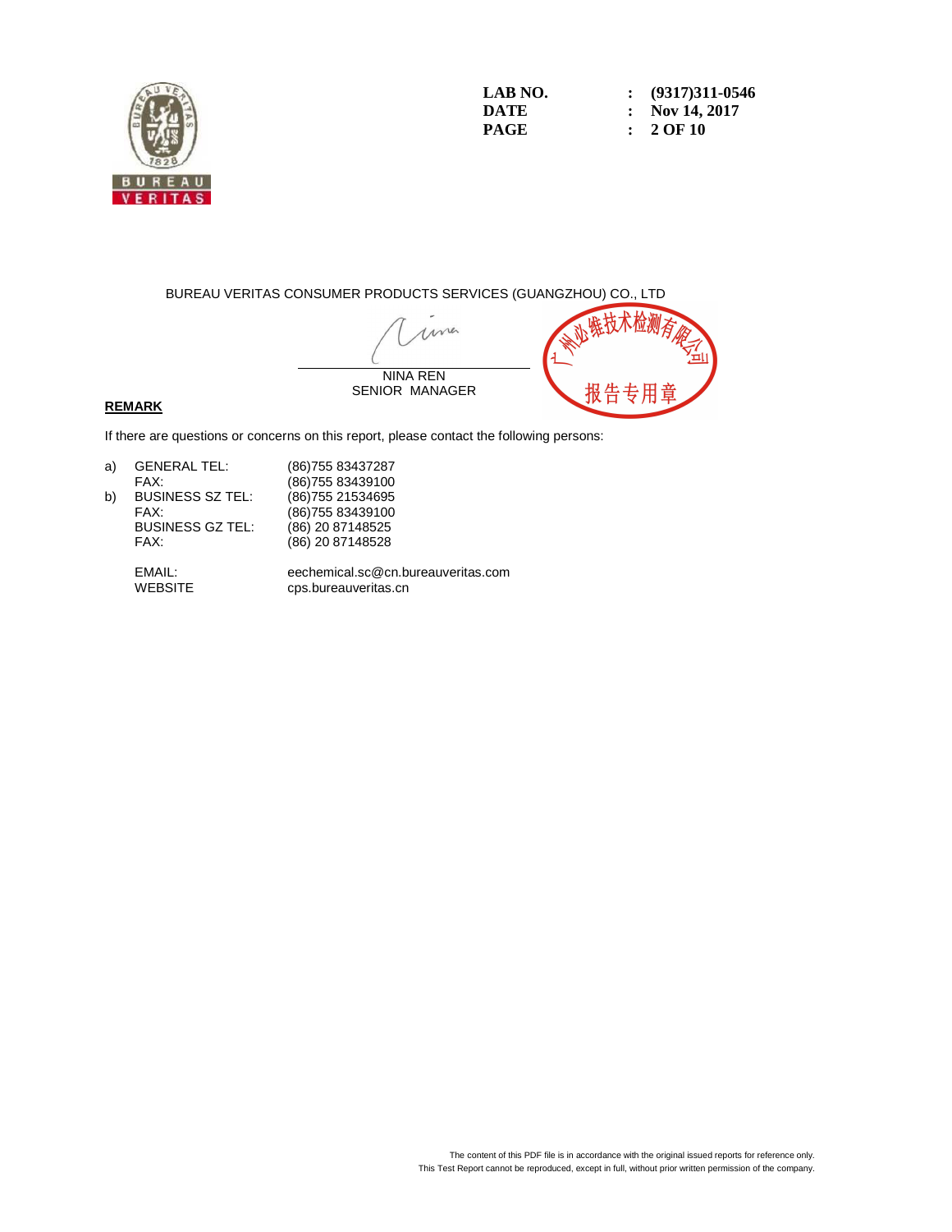LAB NO. : (9317)311-0546
DATE : Nov 14, 2017

BUREAU VERITAS CONSUMER PRODUCTS SERVICES (GUANGZHOU) CO., LTD

NINA REN
SENIOR MANAGER

广州必维技术检测有限公司
报告专用章

**REMARK**

If there are questions or concerns on this report, please contact the following persons:

| | | |
|---|---|---|
| a) | GENERAL TEL: | (86)755 83437287 |
| | FAX: | (86)755 83439100 |
| b) | BUSINESS SZ TEL: | (86)755 21534695 |
| | FAX: | (86)755 83439100 |
| | BUSINESS GZ TEL: | (86) 20 87148525 |
| | FAX: | (86) 20 87148528 |
| | EMAIL: | eechemical.sc@cn.bureauveritas.com |
| | WEBSITE | cps.bureauveritas.cn |

The content of this PDF file is in accordance with the original issued reports for reference only.
This Test Report cannot be reproduced, except in full, without prior written permission of the company.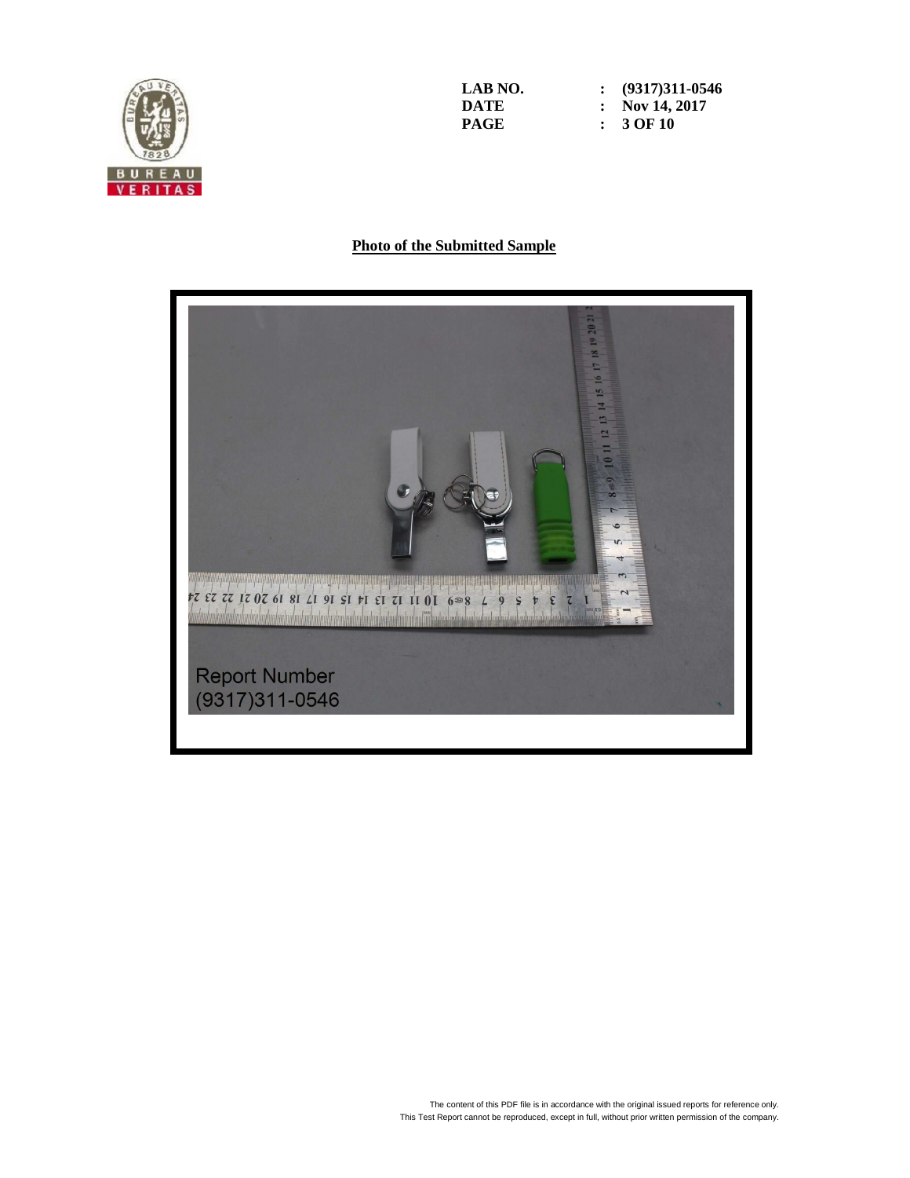LAB NO. : (9317)311-0546
DATE : Nov 14, 2017

## Photo of the Submitted Sample

Report Number
(9317)311-0546

The content of this PDF file is in accordance with the original issued reports for reference only.
This Test Report cannot be reproduced, except in full, without prior written permission of the company.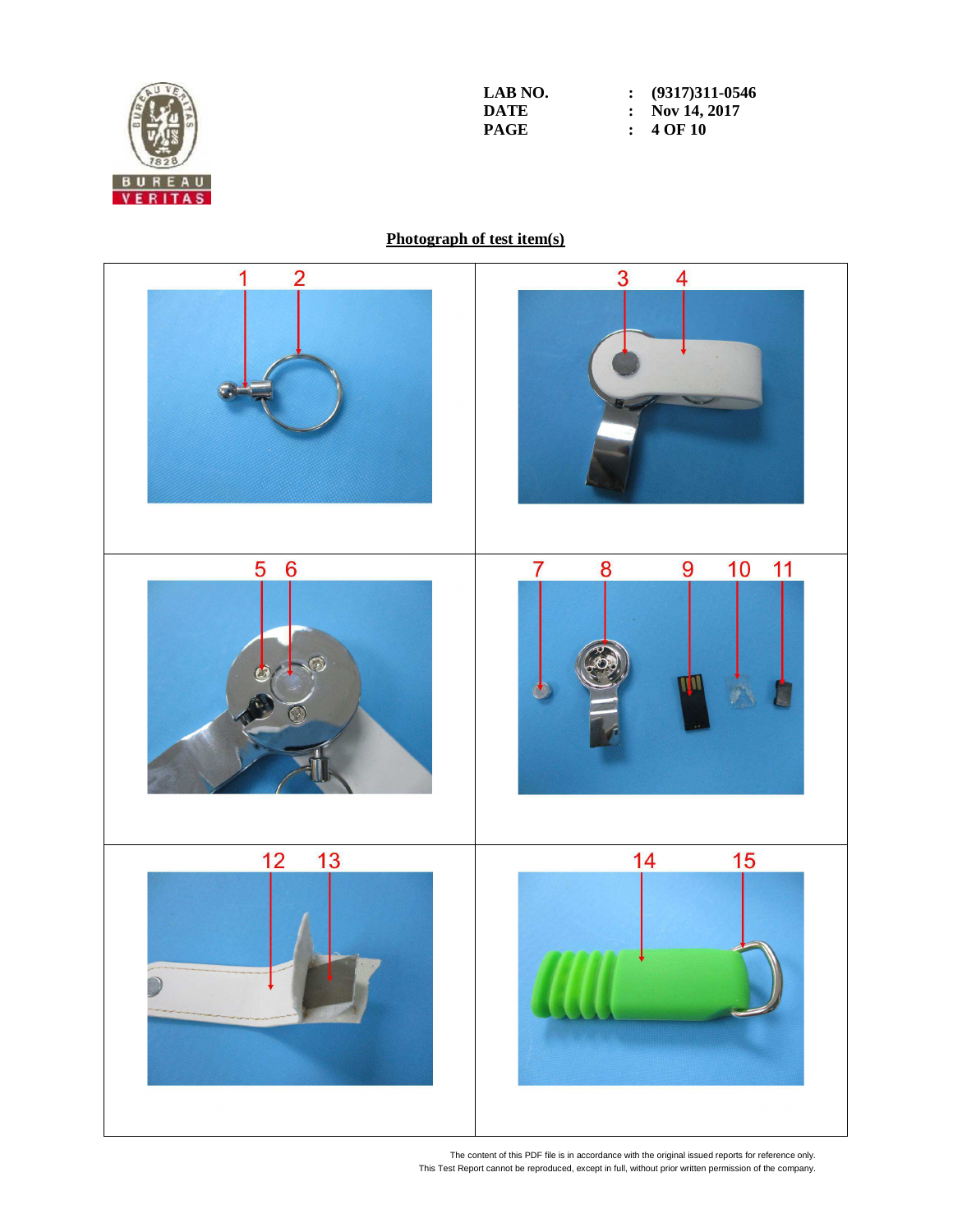| | | |
|---|---|---|
| LAB NO. | : | (9317)311-0546 |
| DATE | : | Nov 14, 2017 |

## Photograph of test item(s)

1 2

3 4

5 6

7 8 9 10 11

12 13

14 15

The content of this PDF file is in accordance with the original issued reports for reference only.
This Test Report cannot be reproduced, except in full, without prior written permission of the company.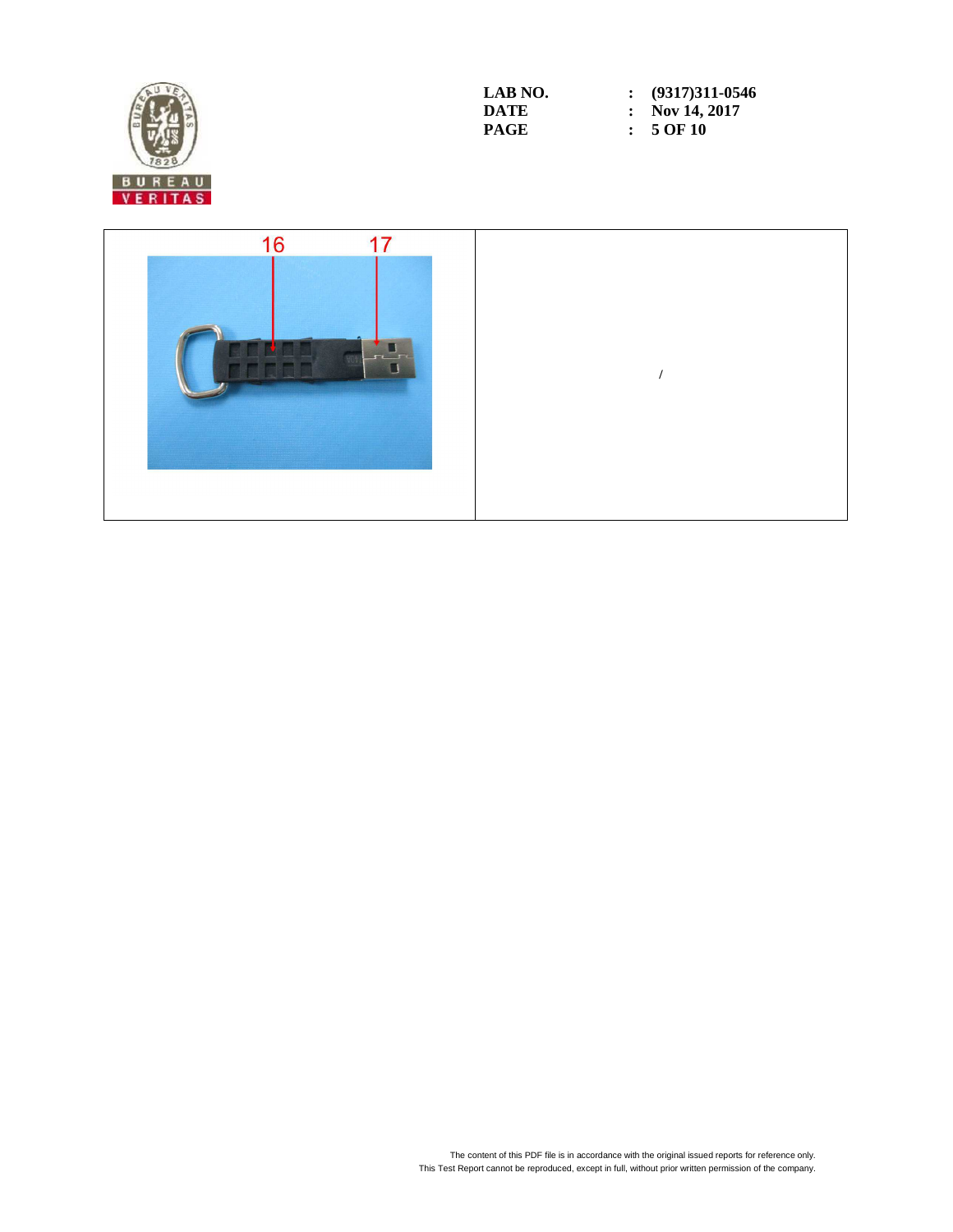LAB NO. : (9317)311-0546
DATE : Nov 14, 2017

| 16 17 | / |
| --- | --- |

The content of this PDF file is in accordance with the original issued reports for reference only.
This Test Report cannot be reproduced, except in full, without prior written permission of the company.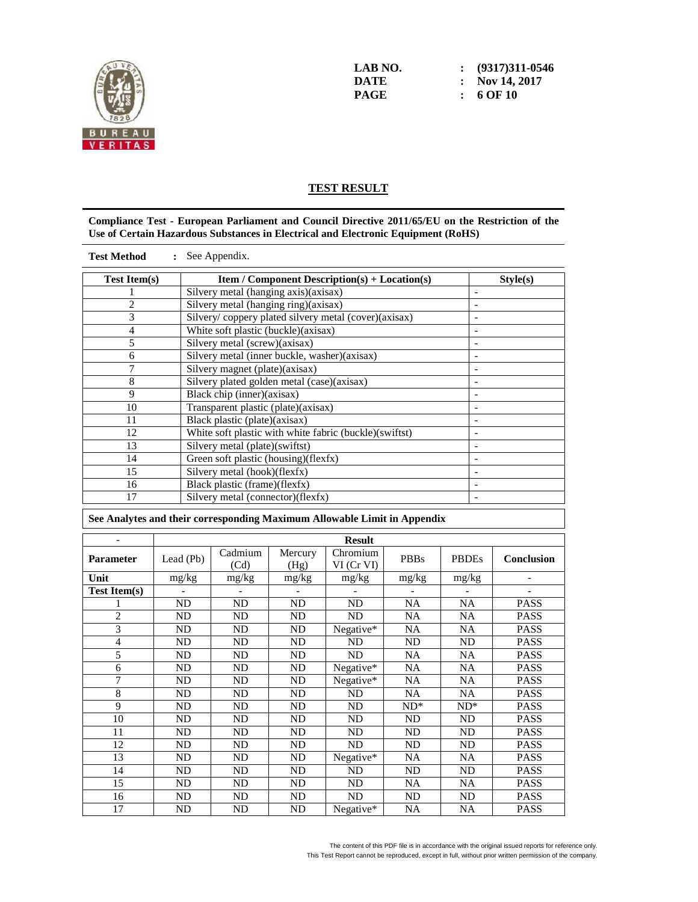LAB NO. : (9317)311-0546
DATE : Nov 14, 2017

## TEST RESULT

**Compliance Test - European Parliament and Council Directive 2011/65/EU on the Restriction of the Use of Certain Hazardous Substances in Electrical and Electronic Equipment (RoHS)**

**Test Method** : See Appendix.

| Test Item(s) | Item / Component Description(s) + Location(s) | Style(s) |
|---|---|---|
| 1 | Silvery metal (hanging axis)(axisax) | - |
| 2 | Silvery metal (hanging ring)(axisax) | - |
| 3 | Silvery/ coppery plated silvery metal (cover)(axisax) | - |
| 4 | White soft plastic (buckle)(axisax) | - |
| 5 | Silvery metal (screw)(axisax) | - |
| 6 | Silvery metal (inner buckle, washer)(axisax) | - |
| 7 | Silvery magnet (plate)(axisax) | - |
| 8 | Silvery plated golden metal (case)(axisax) | - |
| 9 | Black chip (inner)(axisax) | - |
| 10 | Transparent plastic (plate)(axisax) | - |
| 11 | Black plastic (plate)(axisax) | - |
| 12 | White soft plastic with white fabric (buckle)(swiftst) | - |
| 13 | Silvery metal (plate)(swiftst) | - |
| 14 | Green soft plastic (housing)(flexfx) | - |
| 15 | Silvery metal (hook)(flexfx) | - |
| 16 | Black plastic (frame)(flexfx) | - |
| 17 | Silvery metal (connector)(flexfx) | - |

**See Analytes and their corresponding Maximum Allowable Limit in Appendix**

| - | Result | | | | | | |
|---|---|---|---|---|---|---|---|
| **Parameter** | Lead (Pb) | Cadmium (Cd) | Mercury (Hg) | Chromium VI (Cr VI) | PBBs | PBDEs | **Conclusion** |
| **Unit** | mg/kg | mg/kg | mg/kg | mg/kg | mg/kg | mg/kg | - |
| **Test Item(s)** | - | - | - | - | - | - | - |
| 1 | ND | ND | ND | ND | NA | NA | PASS |
| 2 | ND | ND | ND | ND | NA | NA | PASS |
| 3 | ND | ND | ND | Negative* | NA | NA | PASS |
| 4 | ND | ND | ND | ND | ND | ND | PASS |
| 5 | ND | ND | ND | ND | NA | NA | PASS |
| 6 | ND | ND | ND | Negative* | NA | NA | PASS |
| 7 | ND | ND | ND | Negative* | NA | NA | PASS |
| 8 | ND | ND | ND | ND | NA | NA | PASS |
| 9 | ND | ND | ND | ND | ND* | ND* | PASS |
| 10 | ND | ND | ND | ND | ND | ND | PASS |
| 11 | ND | ND | ND | ND | ND | ND | PASS |
| 12 | ND | ND | ND | ND | ND | ND | PASS |
| 13 | ND | ND | ND | Negative* | NA | NA | PASS |
| 14 | ND | ND | ND | ND | ND | ND | PASS |
| 15 | ND | ND | ND | ND | NA | NA | PASS |
| 16 | ND | ND | ND | ND | ND | ND | PASS |
| 17 | ND | ND | ND | Negative* | NA | NA | PASS |

The content of this PDF file is in accordance with the original issued reports for reference only.
This Test Report cannot be reproduced, except in full, without prior written permission of the company.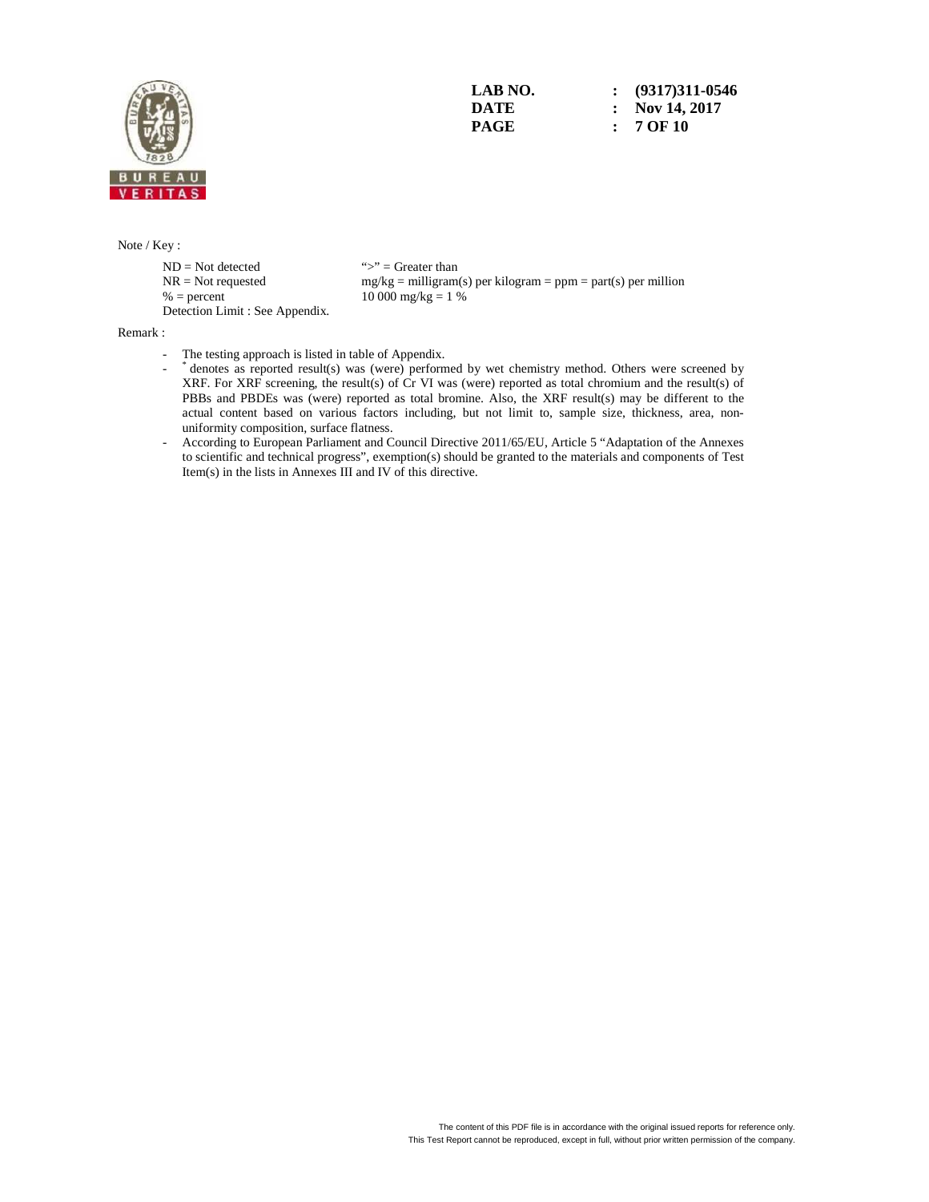Note / Key :

| | |
|---|---|
| ND = Not detected | ">" = Greater than |
| NR = Not requested | mg/kg = milligram(s) per kilogram = ppm = part(s) per million |
| % = percent | 10 000 mg/kg = 1 % |
| Detection Limit : See Appendix. | |

Remark :

- The testing approach is listed in table of Appendix.
- * denotes as reported result(s) was (were) performed by wet chemistry method. Others were screened by XRF. For XRF screening, the result(s) of Cr VI was (were) reported as total chromium and the result(s) of PBBs and PBDEs was (were) reported as total bromine. Also, the XRF result(s) may be different to the actual content based on various factors including, but not limit to, sample size, thickness, area, non-uniformity composition, surface flatness.
- According to European Parliament and Council Directive 2011/65/EU, Article 5 "Adaptation of the Annexes to scientific and technical progress", exemption(s) should be granted to the materials and components of Test Item(s) in the lists in Annexes III and IV of this directive.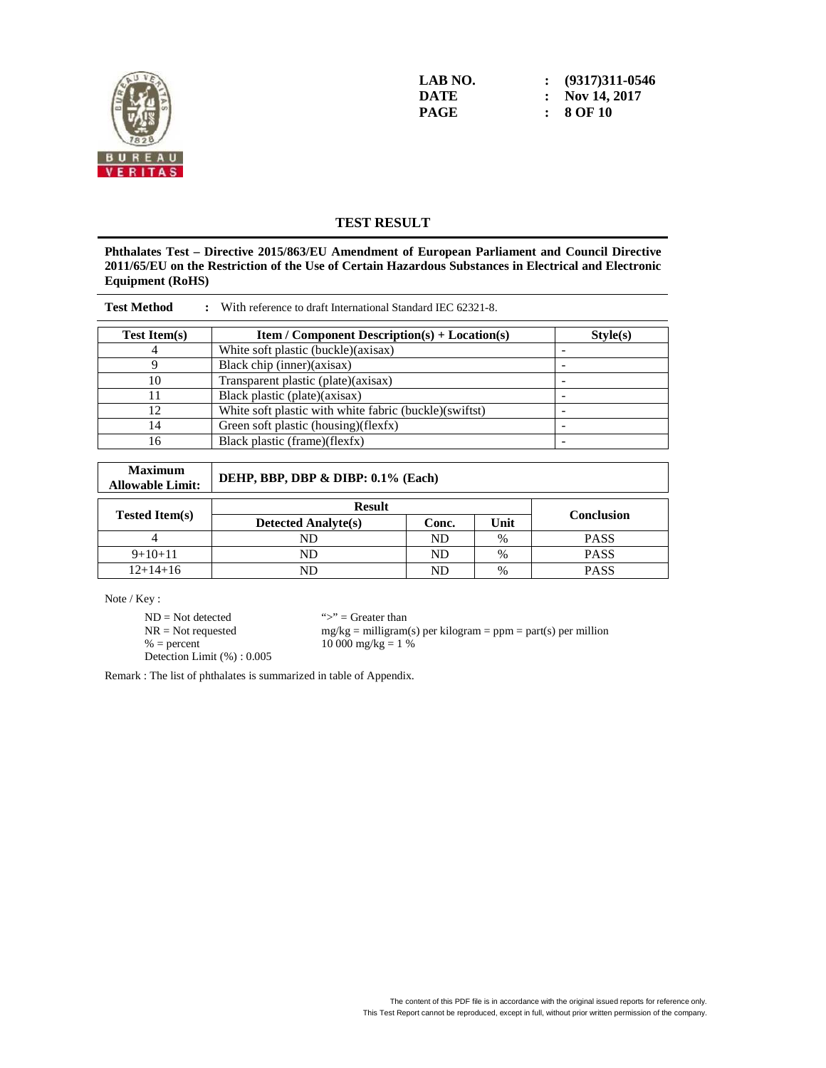LAB NO. : (9317)311-0546
DATE : Nov 14, 2017

## TEST RESULT

**Phthalates Test – Directive 2015/863/EU Amendment of European Parliament and Council Directive 2011/65/EU on the Restriction of the Use of Certain Hazardous Substances in Electrical and Electronic Equipment (RoHS)**

**Test Method** : With reference to draft International Standard IEC 62321-8.

| Test Item(s) | Item / Component Description(s) + Location(s) | Style(s) |
|---|---|---|
| 4 | White soft plastic (buckle)(axisax) | - |
| 9 | Black chip (inner)(axisax) | - |
| 10 | Transparent plastic (plate)(axisax) | - |
| 11 | Black plastic (plate)(axisax) | - |
| 12 | White soft plastic with white fabric (buckle)(swiftst) | - |
| 14 | Green soft plastic (housing)(flexfx) | - |
| 16 | Black plastic (frame)(flexfx) | - |

| Maximum Allowable Limit: | DEHP, BBP, DBP & DIBP: 0.1% (Each) |
|---|---|

| Tested Item(s) | Result | | | Conclusion |
|---|---|---|---|---|
| | Detected Analyte(s) | Conc. | Unit | |
| 4 | ND | ND | % | PASS |
| 9+10+11 | ND | ND | % | PASS |
| 12+14+16 | ND | ND | % | PASS |

Note / Key :

ND = Not detected
NR = Not requested
% = percent
Detection Limit (%) : 0.005

">" = Greater than
mg/kg = milligram(s) per kilogram = ppm = part(s) per million
10 000 mg/kg = 1 %

Remark : The list of phthalates is summarized in table of Appendix.

The content of this PDF file is in accordance with the original issued reports for reference only.
This Test Report cannot be reproduced, except in full, without prior written permission of the company.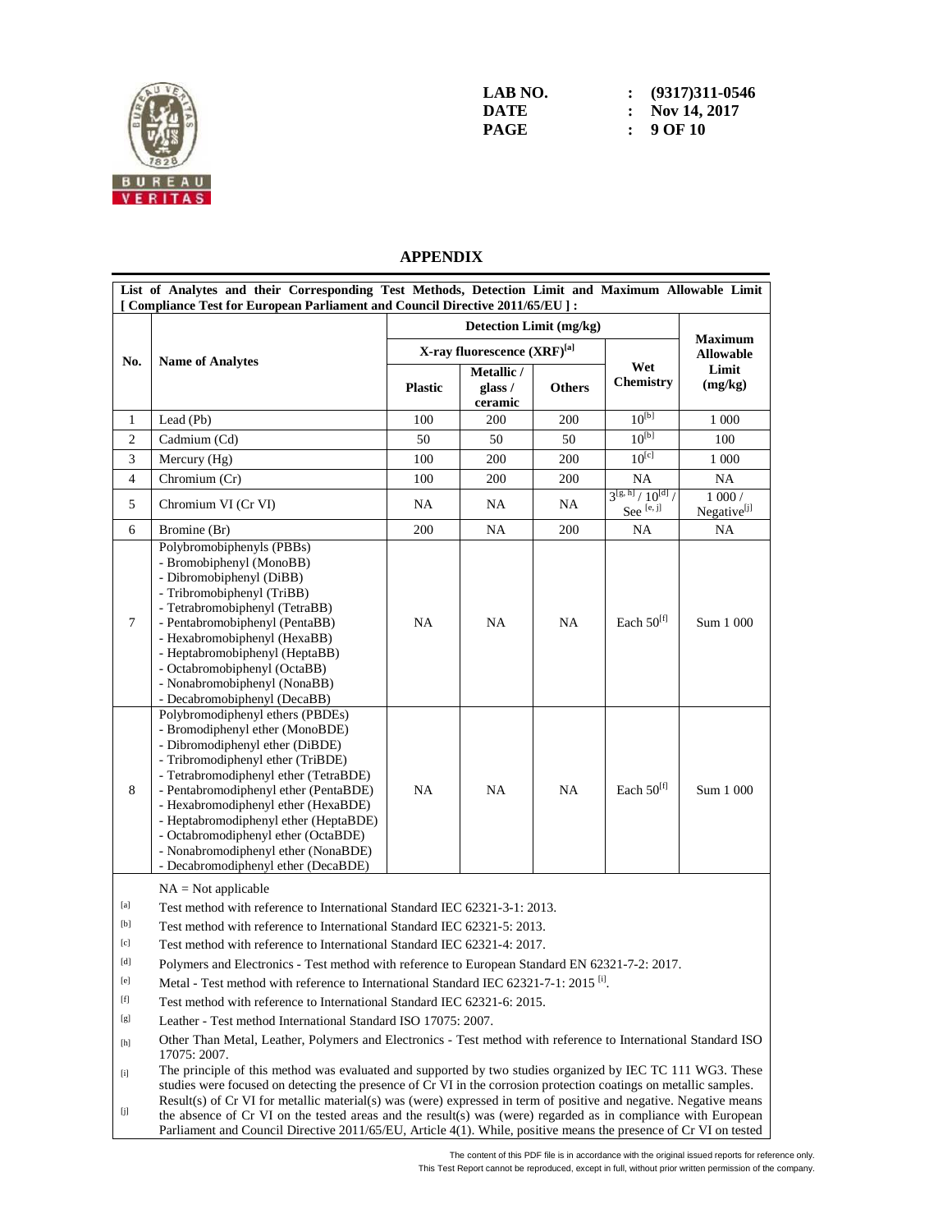LAB NO. : (9317)311-0546
DATE : Nov 14, 2017

## APPENDIX

**List of Analytes and their Corresponding Test Methods, Detection Limit and Maximum Allowable Limit [ Compliance Test for European Parliament and Council Directive 2011/65/EU ] :**

| No. | Name of Analytes | Detection Limit (mg/kg) | | | | Maximum Allowable Limit (mg/kg) |
|---|---|---|---|---|---|---|
| | | X-ray fluorescence (XRF)[a] | | | Wet Chemistry | |
| | | Plastic | Metallic / glass / ceramic | Others | | |
| 1 | Lead (Pb) | 100 | 200 | 200 | 10[b] | 1 000 |
| 2 | Cadmium (Cd) | 50 | 50 | 50 | 10[b] | 100 |
| 3 | Mercury (Hg) | 100 | 200 | 200 | 10[c] | 1 000 |
| 4 | Chromium (Cr) | 100 | 200 | 200 | NA | NA |
| 5 | Chromium VI (Cr VI) | NA | NA | NA | 3[g, h] / 10[d] / See [e, j] | 1 000 / Negative[j] |
| 6 | Bromine (Br) | 200 | NA | 200 | NA | NA |
| 7 | Polybromobiphenyls (PBBs)<br>- Bromobiphenyl (MonoBB)<br>- Dibromobiphenyl (DiBB)<br>- Tribromobiphenyl (TriBB)<br>- Tetrabromobiphenyl (TetraBB)<br>- Pentabromobiphenyl (PentaBB)<br>- Hexabromobiphenyl (HexaBB)<br>- Heptabromobiphenyl (HeptaBB)<br>- Octabromobiphenyl (OctaBB)<br>- Nonabromobiphenyl (NonaBB)<br>- Decabromobiphenyl (DecaBB) | NA | NA | NA | Each 50[f] | Sum 1 000 |
| 8 | Polybromodiphenyl ethers (PBDEs)<br>- Bromodiphenyl ether (MonoBDE)<br>- Dibromodiphenyl ether (DiBDE)<br>- Tribromodiphenyl ether (TriBDE)<br>- Tetrabromodiphenyl ether (TetraBDE)<br>- Pentabromodiphenyl ether (PentaBDE)<br>- Hexabromodiphenyl ether (HexaBDE)<br>- Heptabromodiphenyl ether (HeptaBDE)<br>- Octabromodiphenyl ether (OctaBDE)<br>- Nonabromodiphenyl ether (NonaBDE)<br>- Decabromodiphenyl ether (DecaBDE) | NA | NA | NA | Each 50[f] | Sum 1 000 |

NA = Not applicable

[a] Test method with reference to International Standard IEC 62321-3-1: 2013.

[b] Test method with reference to International Standard IEC 62321-5: 2013.

[c] Test method with reference to International Standard IEC 62321-4: 2017.

[d] Polymers and Electronics - Test method with reference to European Standard EN 62321-7-2: 2017.

[e] Metal - Test method with reference to International Standard IEC 62321-7-1: 2015 [i].

[f] Test method with reference to International Standard IEC 62321-6: 2015.

[g] Leather - Test method International Standard ISO 17075: 2007.

[h] Other Than Metal, Leather, Polymers and Electronics - Test method with reference to International Standard ISO 17075: 2007.

[i] The principle of this method was evaluated and supported by two studies organized by IEC TC 111 WG3. These studies were focused on detecting the presence of Cr VI in the corrosion protection coatings on metallic samples.

[j] Result(s) of Cr VI for metallic material(s) was (were) expressed in term of positive and negative. Negative means the absence of Cr VI on the tested areas and the result(s) was (were) regarded as in compliance with European Parliament and Council Directive 2011/65/EU, Article 4(1). While, positive means the presence of Cr VI on tested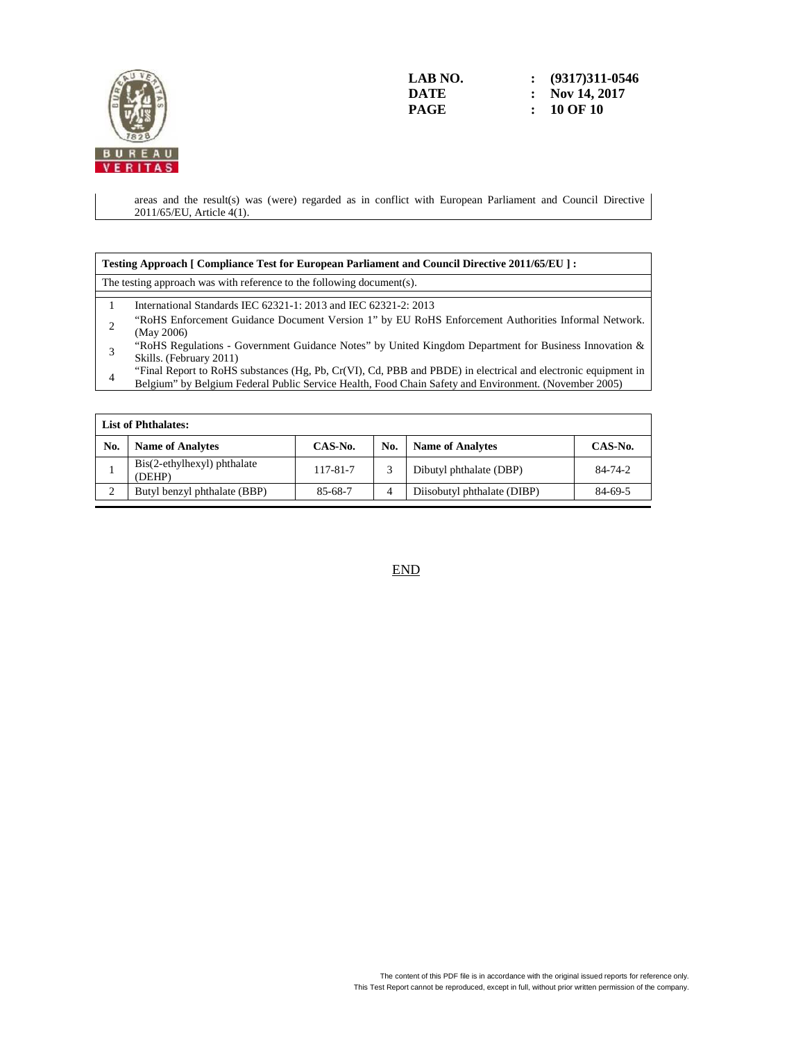areas and the result(s) was (were) regarded as in conflict with European Parliament and Council Directive 2011/65/EU, Article 4(1).

**Testing Approach [ Compliance Test for European Parliament and Council Directive 2011/65/EU ] :**

The testing approach was with reference to the following document(s).

| | |
|---|---|
| 1 | International Standards IEC 62321-1: 2013 and IEC 62321-2: 2013 |
| 2 | "RoHS Enforcement Guidance Document Version 1" by EU RoHS Enforcement Authorities Informal Network. (May 2006) |
| 3 | "RoHS Regulations - Government Guidance Notes" by United Kingdom Department for Business Innovation & Skills. (February 2011) |
| 4 | "Final Report to RoHS substances (Hg, Pb, Cr(VI), Cd, PBB and PBDE) in electrical and electronic equipment in Belgium" by Belgium Federal Public Service Health, Food Chain Safety and Environment. (November 2005) |

**List of Phthalates:**

| No. | Name of Analytes | CAS-No. | No. | Name of Analytes | CAS-No. |
|---|---|---|---|---|---|
| 1 | Bis(2-ethylhexyl) phthalate (DEHP) | 117-81-7 | 3 | Dibutyl phthalate (DBP) | 84-74-2 |
| 2 | Butyl benzyl phthalate (BBP) | 85-68-7 | 4 | Diisobutyl phthalate (DIBP) | 84-69-5 |

END

The content of this PDF file is in accordance with the original issued reports for reference only.
This Test Report cannot be reproduced, except in full, without prior written permission of the company.